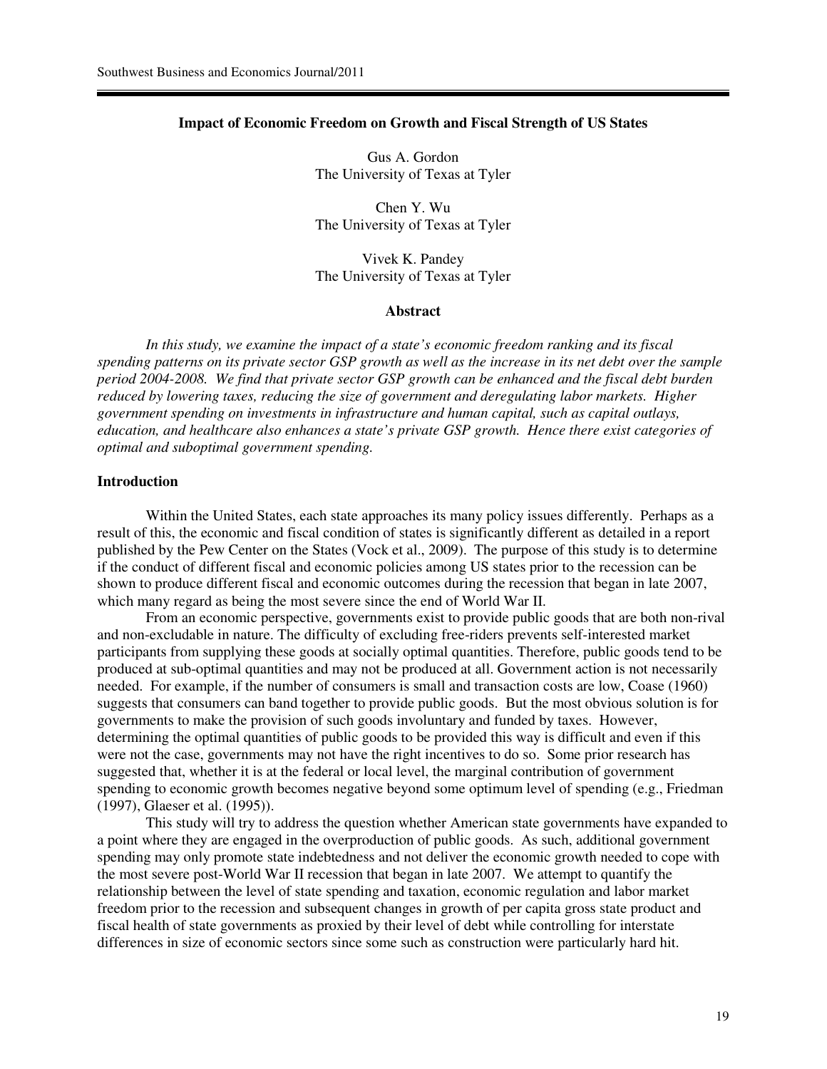# Impact of Economic Freedom on Growth and Fiscal Strength of US States

Gus A. Gordon
The University of Texas at Tyler

Chen Y. Wu
The University of Texas at Tyler

Vivek K. Pandey
The University of Texas at Tyler

## Abstract

*In this study, we examine the impact of a state's economic freedom ranking and its fiscal spending patterns on its private sector GSP growth as well as the increase in its net debt over the sample period 2004-2008. We find that private sector GSP growth can be enhanced and the fiscal debt burden reduced by lowering taxes, reducing the size of government and deregulating labor markets. Higher government spending on investments in infrastructure and human capital, such as capital outlays, education, and healthcare also enhances a state's private GSP growth. Hence there exist categories of optimal and suboptimal government spending.*

## Introduction

Within the United States, each state approaches its many policy issues differently. Perhaps as a result of this, the economic and fiscal condition of states is significantly different as detailed in a report published by the Pew Center on the States (Vock et al., 2009). The purpose of this study is to determine if the conduct of different fiscal and economic policies among US states prior to the recession can be shown to produce different fiscal and economic outcomes during the recession that began in late 2007, which many regard as being the most severe since the end of World War II.

From an economic perspective, governments exist to provide public goods that are both non-rival and non-excludable in nature. The difficulty of excluding free-riders prevents self-interested market participants from supplying these goods at socially optimal quantities. Therefore, public goods tend to be produced at sub-optimal quantities and may not be produced at all. Government action is not necessarily needed. For example, if the number of consumers is small and transaction costs are low, Coase (1960) suggests that consumers can band together to provide public goods. But the most obvious solution is for governments to make the provision of such goods involuntary and funded by taxes. However, determining the optimal quantities of public goods to be provided this way is difficult and even if this were not the case, governments may not have the right incentives to do so. Some prior research has suggested that, whether it is at the federal or local level, the marginal contribution of government spending to economic growth becomes negative beyond some optimum level of spending (e.g., Friedman (1997), Glaeser et al. (1995)).

This study will try to address the question whether American state governments have expanded to a point where they are engaged in the overproduction of public goods. As such, additional government spending may only promote state indebtedness and not deliver the economic growth needed to cope with the most severe post-World War II recession that began in late 2007. We attempt to quantify the relationship between the level of state spending and taxation, economic regulation and labor market freedom prior to the recession and subsequent changes in growth of per capita gross state product and fiscal health of state governments as proxied by their level of debt while controlling for interstate differences in size of economic sectors since some such as construction were particularly hard hit.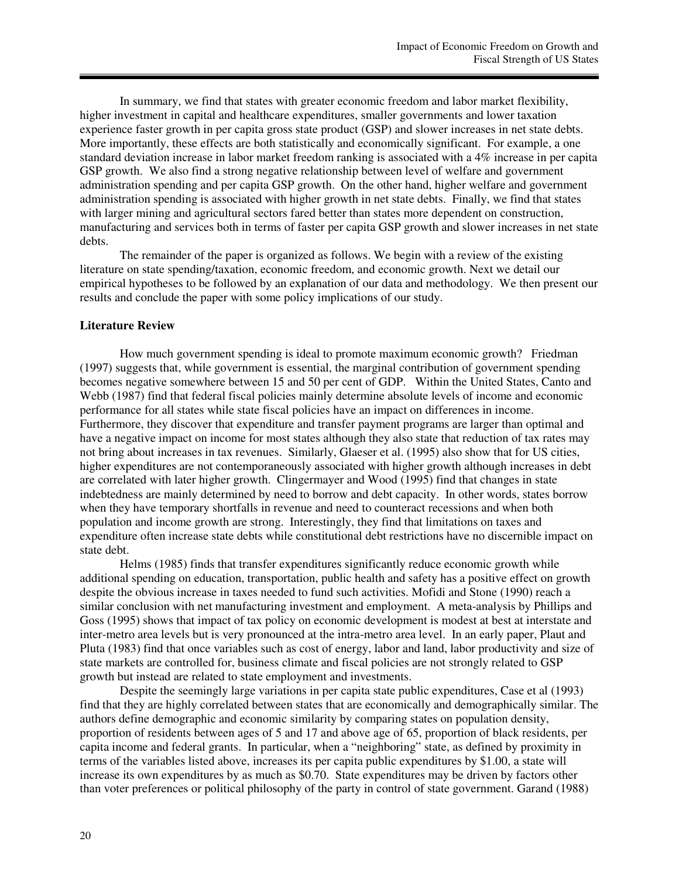In summary, we find that states with greater economic freedom and labor market flexibility, higher investment in capital and healthcare expenditures, smaller governments and lower taxation experience faster growth in per capita gross state product (GSP) and slower increases in net state debts. More importantly, these effects are both statistically and economically significant. For example, a one standard deviation increase in labor market freedom ranking is associated with a 4% increase in per capita GSP growth. We also find a strong negative relationship between level of welfare and government administration spending and per capita GSP growth. On the other hand, higher welfare and government administration spending is associated with higher growth in net state debts. Finally, we find that states with larger mining and agricultural sectors fared better than states more dependent on construction, manufacturing and services both in terms of faster per capita GSP growth and slower increases in net state debts.

The remainder of the paper is organized as follows. We begin with a review of the existing literature on state spending/taxation, economic freedom, and economic growth. Next we detail our empirical hypotheses to be followed by an explanation of our data and methodology. We then present our results and conclude the paper with some policy implications of our study.

**Literature Review**

How much government spending is ideal to promote maximum economic growth? Friedman (1997) suggests that, while government is essential, the marginal contribution of government spending becomes negative somewhere between 15 and 50 per cent of GDP. Within the United States, Canto and Webb (1987) find that federal fiscal policies mainly determine absolute levels of income and economic performance for all states while state fiscal policies have an impact on differences in income. Furthermore, they discover that expenditure and transfer payment programs are larger than optimal and have a negative impact on income for most states although they also state that reduction of tax rates may not bring about increases in tax revenues. Similarly, Glaeser et al. (1995) also show that for US cities, higher expenditures are not contemporaneously associated with higher growth although increases in debt are correlated with later higher growth. Clingermayer and Wood (1995) find that changes in state indebtedness are mainly determined by need to borrow and debt capacity. In other words, states borrow when they have temporary shortfalls in revenue and need to counteract recessions and when both population and income growth are strong. Interestingly, they find that limitations on taxes and expenditure often increase state debts while constitutional debt restrictions have no discernible impact on state debt.

Helms (1985) finds that transfer expenditures significantly reduce economic growth while additional spending on education, transportation, public health and safety has a positive effect on growth despite the obvious increase in taxes needed to fund such activities. Mofidi and Stone (1990) reach a similar conclusion with net manufacturing investment and employment. A meta-analysis by Phillips and Goss (1995) shows that impact of tax policy on economic development is modest at best at interstate and inter-metro area levels but is very pronounced at the intra-metro area level. In an early paper, Plaut and Pluta (1983) find that once variables such as cost of energy, labor and land, labor productivity and size of state markets are controlled for, business climate and fiscal policies are not strongly related to GSP growth but instead are related to state employment and investments.

Despite the seemingly large variations in per capita state public expenditures, Case et al (1993) find that they are highly correlated between states that are economically and demographically similar. The authors define demographic and economic similarity by comparing states on population density, proportion of residents between ages of 5 and 17 and above age of 65, proportion of black residents, per capita income and federal grants. In particular, when a "neighboring" state, as defined by proximity in terms of the variables listed above, increases its per capita public expenditures by $1.00, a state will increase its own expenditures by as much as $0.70. State expenditures may be driven by factors other than voter preferences or political philosophy of the party in control of state government. Garand (1988)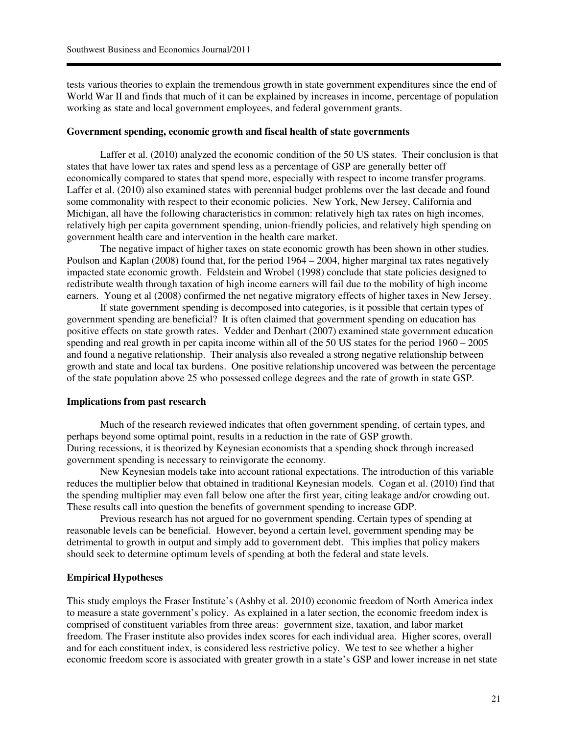tests various theories to explain the tremendous growth in state government expenditures since the end of World War II and finds that much of it can be explained by increases in income, percentage of population working as state and local government employees, and federal government grants.

**Government spending, economic growth and fiscal health of state governments**

Laffer et al. (2010) analyzed the economic condition of the 50 US states. Their conclusion is that states that have lower tax rates and spend less as a percentage of GSP are generally better off economically compared to states that spend more, especially with respect to income transfer programs. Laffer et al. (2010) also examined states with perennial budget problems over the last decade and found some commonality with respect to their economic policies. New York, New Jersey, California and Michigan, all have the following characteristics in common: relatively high tax rates on high incomes, relatively high per capita government spending, union-friendly policies, and relatively high spending on government health care and intervention in the health care market.

The negative impact of higher taxes on state economic growth has been shown in other studies. Poulson and Kaplan (2008) found that, for the period 1964 – 2004, higher marginal tax rates negatively impacted state economic growth. Feldstein and Wrobel (1998) conclude that state policies designed to redistribute wealth through taxation of high income earners will fail due to the mobility of high income earners. Young et al (2008) confirmed the net negative migratory effects of higher taxes in New Jersey.

If state government spending is decomposed into categories, is it possible that certain types of government spending are beneficial? It is often claimed that government spending on education has positive effects on state growth rates. Vedder and Denhart (2007) examined state government education spending and real growth in per capita income within all of the 50 US states for the period 1960 – 2005 and found a negative relationship. Their analysis also revealed a strong negative relationship between growth and state and local tax burdens. One positive relationship uncovered was between the percentage of the state population above 25 who possessed college degrees and the rate of growth in state GSP.

**Implications from past research**

Much of the research reviewed indicates that often government spending, of certain types, and perhaps beyond some optimal point, results in a reduction in the rate of GSP growth.
During recessions, it is theorized by Keynesian economists that a spending shock through increased government spending is necessary to reinvigorate the economy.

New Keynesian models take into account rational expectations. The introduction of this variable reduces the multiplier below that obtained in traditional Keynesian models. Cogan et al. (2010) find that the spending multiplier may even fall below one after the first year, citing leakage and/or crowding out. These results call into question the benefits of government spending to increase GDP.

Previous research has not argued for no government spending. Certain types of spending at reasonable levels can be beneficial. However, beyond a certain level, government spending may be detrimental to growth in output and simply add to government debt. This implies that policy makers should seek to determine optimum levels of spending at both the federal and state levels.

**Empirical Hypotheses**

This study employs the Fraser Institute's (Ashby et al. 2010) economic freedom of North America index to measure a state government's policy. As explained in a later section, the economic freedom index is comprised of constituent variables from three areas: government size, taxation, and labor market freedom. The Fraser institute also provides index scores for each individual area. Higher scores, overall and for each constituent index, is considered less restrictive policy. We test to see whether a higher economic freedom score is associated with greater growth in a state's GSP and lower increase in net state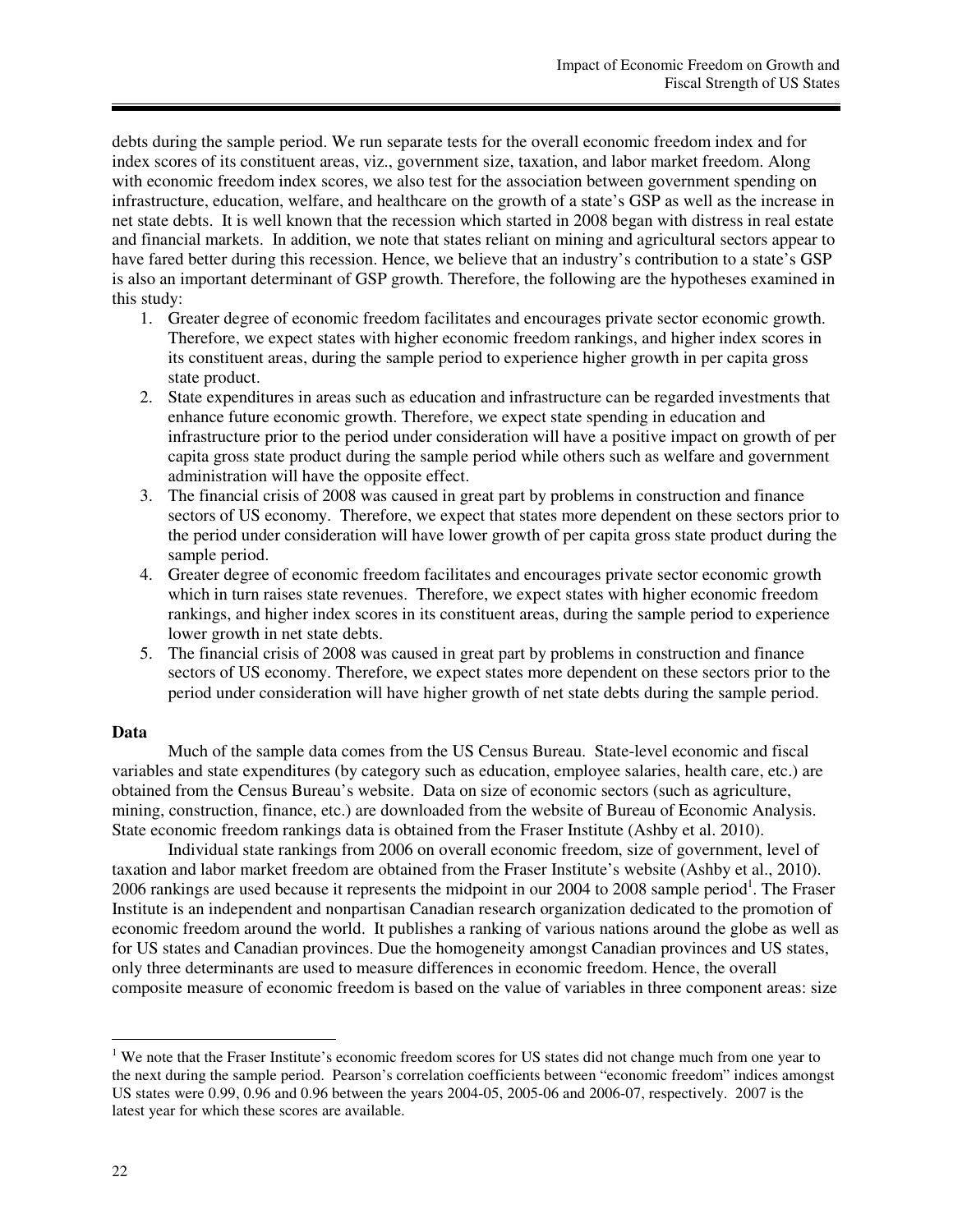debts during the sample period. We run separate tests for the overall economic freedom index and for index scores of its constituent areas, viz., government size, taxation, and labor market freedom. Along with economic freedom index scores, we also test for the association between government spending on infrastructure, education, welfare, and healthcare on the growth of a state's GSP as well as the increase in net state debts. It is well known that the recession which started in 2008 began with distress in real estate and financial markets. In addition, we note that states reliant on mining and agricultural sectors appear to have fared better during this recession. Hence, we believe that an industry's contribution to a state's GSP is also an important determinant of GSP growth. Therefore, the following are the hypotheses examined in this study:

1. Greater degree of economic freedom facilitates and encourages private sector economic growth. Therefore, we expect states with higher economic freedom rankings, and higher index scores in its constituent areas, during the sample period to experience higher growth in per capita gross state product.
2. State expenditures in areas such as education and infrastructure can be regarded investments that enhance future economic growth. Therefore, we expect state spending in education and infrastructure prior to the period under consideration will have a positive impact on growth of per capita gross state product during the sample period while others such as welfare and government administration will have the opposite effect.
3. The financial crisis of 2008 was caused in great part by problems in construction and finance sectors of US economy. Therefore, we expect that states more dependent on these sectors prior to the period under consideration will have lower growth of per capita gross state product during the sample period.
4. Greater degree of economic freedom facilitates and encourages private sector economic growth which in turn raises state revenues. Therefore, we expect states with higher economic freedom rankings, and higher index scores in its constituent areas, during the sample period to experience lower growth in net state debts.
5. The financial crisis of 2008 was caused in great part by problems in construction and finance sectors of US economy. Therefore, we expect states more dependent on these sectors prior to the period under consideration will have higher growth of net state debts during the sample period.

**Data**

Much of the sample data comes from the US Census Bureau. State-level economic and fiscal variables and state expenditures (by category such as education, employee salaries, health care, etc.) are obtained from the Census Bureau's website. Data on size of economic sectors (such as agriculture, mining, construction, finance, etc.) are downloaded from the website of Bureau of Economic Analysis. State economic freedom rankings data is obtained from the Fraser Institute (Ashby et al. 2010).

Individual state rankings from 2006 on overall economic freedom, size of government, level of taxation and labor market freedom are obtained from the Fraser Institute's website (Ashby et al., 2010). 2006 rankings are used because it represents the midpoint in our 2004 to 2008 sample period[1]. The Fraser Institute is an independent and nonpartisan Canadian research organization dedicated to the promotion of economic freedom around the world. It publishes a ranking of various nations around the globe as well as for US states and Canadian provinces. Due the homogeneity amongst Canadian provinces and US states, only three determinants are used to measure differences in economic freedom. Hence, the overall composite measure of economic freedom is based on the value of variables in three component areas: size

[1] We note that the Fraser Institute's economic freedom scores for US states did not change much from one year to the next during the sample period. Pearson's correlation coefficients between "economic freedom" indices amongst US states were 0.99, 0.96 and 0.96 between the years 2004-05, 2005-06 and 2006-07, respectively. 2007 is the latest year for which these scores are available.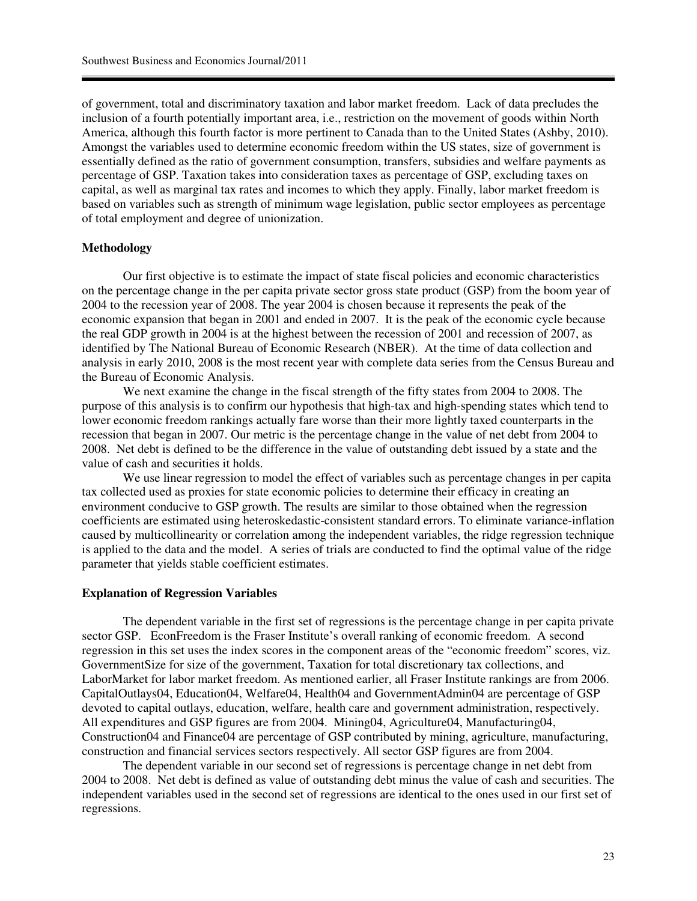of government, total and discriminatory taxation and labor market freedom. Lack of data precludes the inclusion of a fourth potentially important area, i.e., restriction on the movement of goods within North America, although this fourth factor is more pertinent to Canada than to the United States (Ashby, 2010). Amongst the variables used to determine economic freedom within the US states, size of government is essentially defined as the ratio of government consumption, transfers, subsidies and welfare payments as percentage of GSP. Taxation takes into consideration taxes as percentage of GSP, excluding taxes on capital, as well as marginal tax rates and incomes to which they apply. Finally, labor market freedom is based on variables such as strength of minimum wage legislation, public sector employees as percentage of total employment and degree of unionization.

**Methodology**

Our first objective is to estimate the impact of state fiscal policies and economic characteristics on the percentage change in the per capita private sector gross state product (GSP) from the boom year of 2004 to the recession year of 2008. The year 2004 is chosen because it represents the peak of the economic expansion that began in 2001 and ended in 2007. It is the peak of the economic cycle because the real GDP growth in 2004 is at the highest between the recession of 2001 and recession of 2007, as identified by The National Bureau of Economic Research (NBER). At the time of data collection and analysis in early 2010, 2008 is the most recent year with complete data series from the Census Bureau and the Bureau of Economic Analysis.

We next examine the change in the fiscal strength of the fifty states from 2004 to 2008. The purpose of this analysis is to confirm our hypothesis that high-tax and high-spending states which tend to lower economic freedom rankings actually fare worse than their more lightly taxed counterparts in the recession that began in 2007. Our metric is the percentage change in the value of net debt from 2004 to 2008. Net debt is defined to be the difference in the value of outstanding debt issued by a state and the value of cash and securities it holds.

We use linear regression to model the effect of variables such as percentage changes in per capita tax collected used as proxies for state economic policies to determine their efficacy in creating an environment conducive to GSP growth. The results are similar to those obtained when the regression coefficients are estimated using heteroskedastic-consistent standard errors. To eliminate variance-inflation caused by multicollinearity or correlation among the independent variables, the ridge regression technique is applied to the data and the model. A series of trials are conducted to find the optimal value of the ridge parameter that yields stable coefficient estimates.

**Explanation of Regression Variables**

The dependent variable in the first set of regressions is the percentage change in per capita private sector GSP. EconFreedom is the Fraser Institute's overall ranking of economic freedom. A second regression in this set uses the index scores in the component areas of the "economic freedom" scores, viz. GovernmentSize for size of the government, Taxation for total discretionary tax collections, and LaborMarket for labor market freedom. As mentioned earlier, all Fraser Institute rankings are from 2006. CapitalOutlays04, Education04, Welfare04, Health04 and GovernmentAdmin04 are percentage of GSP devoted to capital outlays, education, welfare, health care and government administration, respectively. All expenditures and GSP figures are from 2004. Mining04, Agriculture04, Manufacturing04, Construction04 and Finance04 are percentage of GSP contributed by mining, agriculture, manufacturing, construction and financial services sectors respectively. All sector GSP figures are from 2004.

The dependent variable in our second set of regressions is percentage change in net debt from 2004 to 2008. Net debt is defined as value of outstanding debt minus the value of cash and securities. The independent variables used in the second set of regressions are identical to the ones used in our first set of regressions.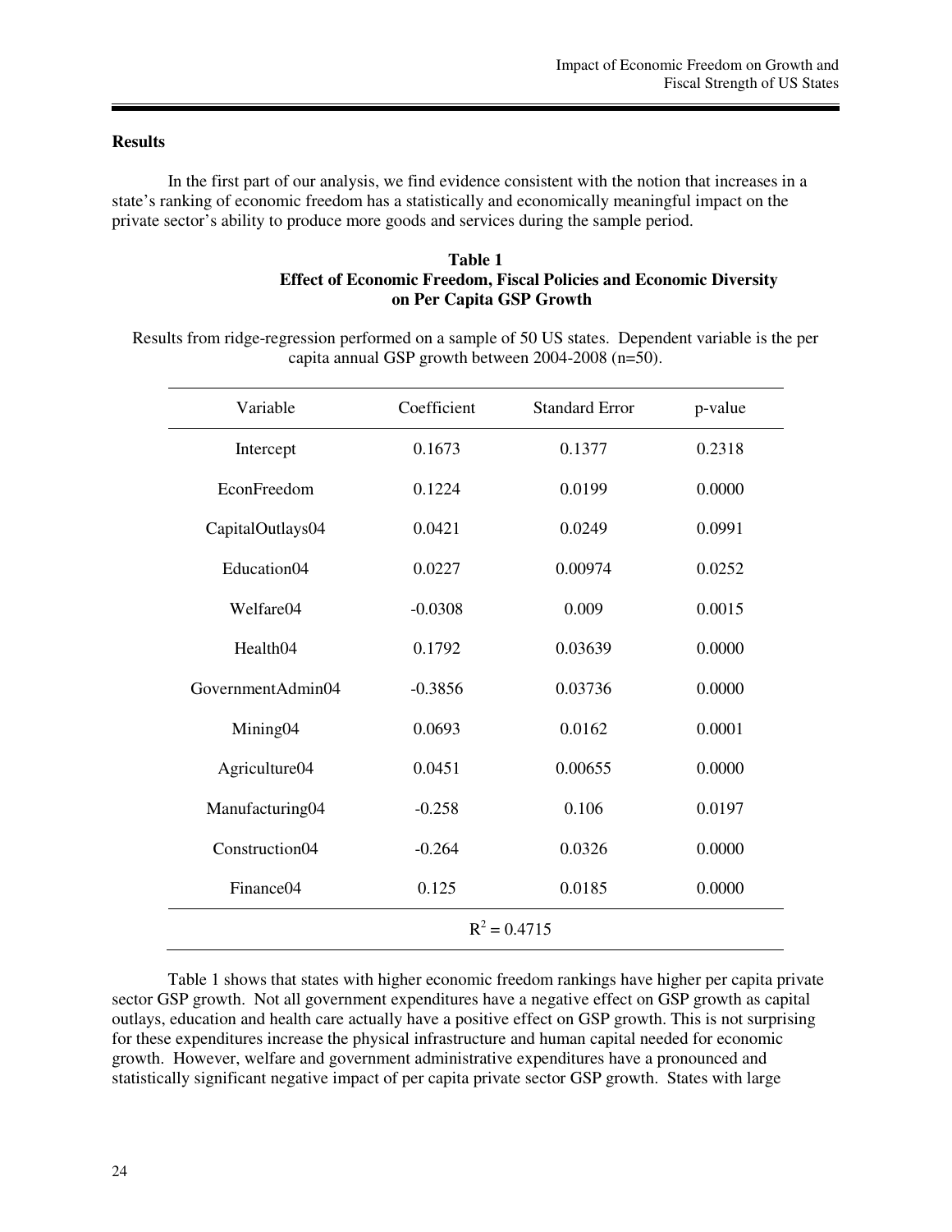## Results

In the first part of our analysis, we find evidence consistent with the notion that increases in a state's ranking of economic freedom has a statistically and economically meaningful impact on the private sector's ability to produce more goods and services during the sample period.

**Table 1**
**Effect of Economic Freedom, Fiscal Policies and Economic Diversity on Per Capita GSP Growth**

Results from ridge-regression performed on a sample of 50 US states. Dependent variable is the per capita annual GSP growth between 2004-2008 (n=50).

| Variable | Coefficient | Standard Error | p-value |
|---|---|---|---|
| Intercept | 0.1673 | 0.1377 | 0.2318 |
| EconFreedom | 0.1224 | 0.0199 | 0.0000 |
| CapitalOutlays04 | 0.0421 | 0.0249 | 0.0991 |
| Education04 | 0.0227 | 0.00974 | 0.0252 |
| Welfare04 | -0.0308 | 0.009 | 0.0015 |
| Health04 | 0.1792 | 0.03639 | 0.0000 |
| GovernmentAdmin04 | -0.3856 | 0.03736 | 0.0000 |
| Mining04 | 0.0693 | 0.0162 | 0.0001 |
| Agriculture04 | 0.0451 | 0.00655 | 0.0000 |
| Manufacturing04 | -0.258 | 0.106 | 0.0197 |
| Construction04 | -0.264 | 0.0326 | 0.0000 |
| Finance04 | 0.125 | 0.0185 | 0.0000 |
| $R^2 = 0.4715$ | | | |

Table 1 shows that states with higher economic freedom rankings have higher per capita private sector GSP growth. Not all government expenditures have a negative effect on GSP growth as capital outlays, education and health care actually have a positive effect on GSP growth. This is not surprising for these expenditures increase the physical infrastructure and human capital needed for economic growth. However, welfare and government administrative expenditures have a pronounced and statistically significant negative impact of per capita private sector GSP growth. States with large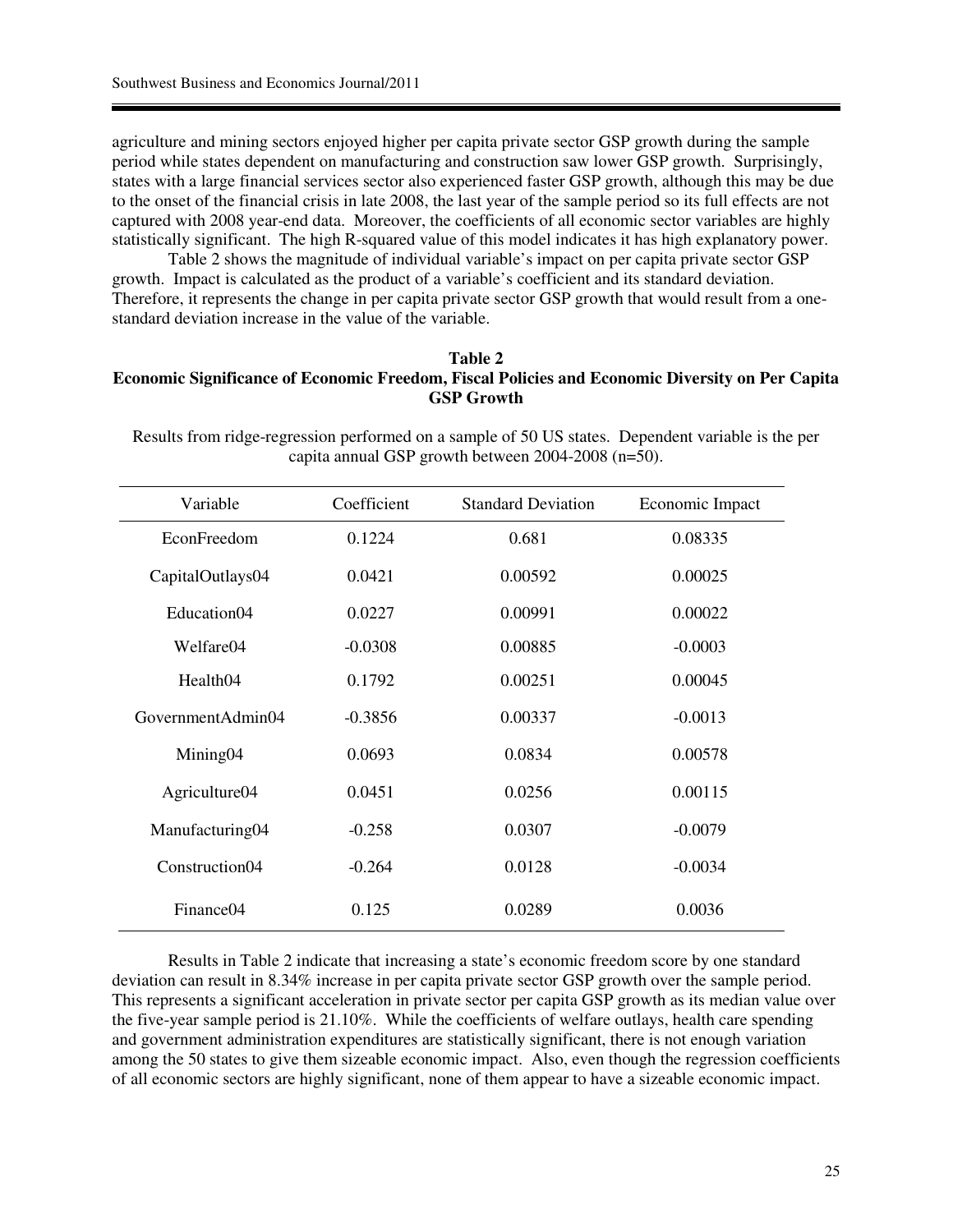agriculture and mining sectors enjoyed higher per capita private sector GSP growth during the sample period while states dependent on manufacturing and construction saw lower GSP growth. Surprisingly, states with a large financial services sector also experienced faster GSP growth, although this may be due to the onset of the financial crisis in late 2008, the last year of the sample period so its full effects are not captured with 2008 year-end data. Moreover, the coefficients of all economic sector variables are highly statistically significant. The high R-squared value of this model indicates it has high explanatory power.

Table 2 shows the magnitude of individual variable's impact on per capita private sector GSP growth. Impact is calculated as the product of a variable's coefficient and its standard deviation. Therefore, it represents the change in per capita private sector GSP growth that would result from a one-standard deviation increase in the value of the variable.

**Table 2**
**Economic Significance of Economic Freedom, Fiscal Policies and Economic Diversity on Per Capita GSP Growth**

Results from ridge-regression performed on a sample of 50 US states. Dependent variable is the per capita annual GSP growth between 2004-2008 (n=50).

| Variable | Coefficient | Standard Deviation | Economic Impact |
|---|---|---|---|
| EconFreedom | 0.1224 | 0.681 | 0.08335 |
| CapitalOutlays04 | 0.0421 | 0.00592 | 0.00025 |
| Education04 | 0.0227 | 0.00991 | 0.00022 |
| Welfare04 | -0.0308 | 0.00885 | -0.0003 |
| Health04 | 0.1792 | 0.00251 | 0.00045 |
| GovernmentAdmin04 | -0.3856 | 0.00337 | -0.0013 |
| Mining04 | 0.0693 | 0.0834 | 0.00578 |
| Agriculture04 | 0.0451 | 0.0256 | 0.00115 |
| Manufacturing04 | -0.258 | 0.0307 | -0.0079 |
| Construction04 | -0.264 | 0.0128 | -0.0034 |
| Finance04 | 0.125 | 0.0289 | 0.0036 |

Results in Table 2 indicate that increasing a state's economic freedom score by one standard deviation can result in 8.34% increase in per capita private sector GSP growth over the sample period. This represents a significant acceleration in private sector per capita GSP growth as its median value over the five-year sample period is 21.10%. While the coefficients of welfare outlays, health care spending and government administration expenditures are statistically significant, there is not enough variation among the 50 states to give them sizeable economic impact. Also, even though the regression coefficients of all economic sectors are highly significant, none of them appear to have a sizeable economic impact.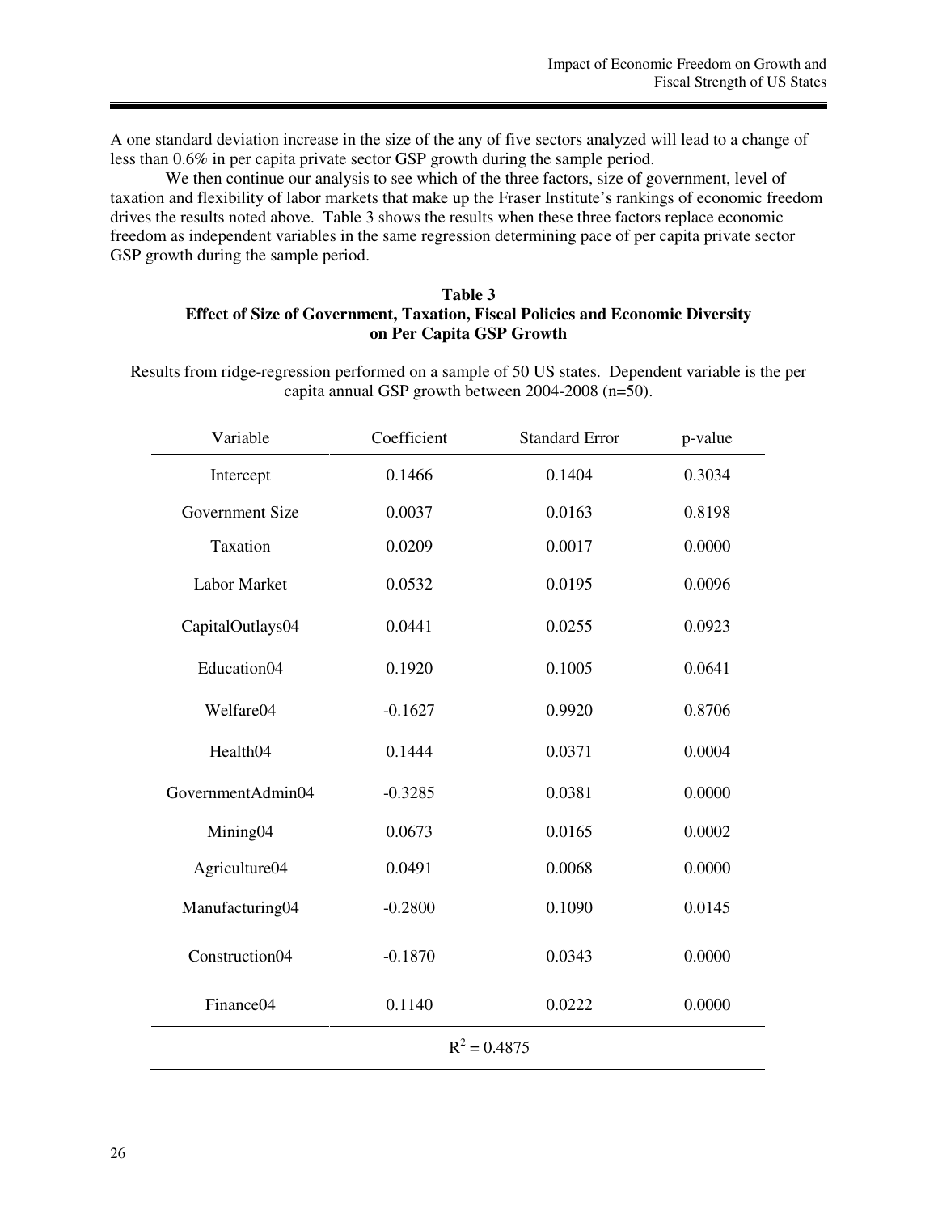A one standard deviation increase in the size of the any of five sectors analyzed will lead to a change of less than 0.6% in per capita private sector GSP growth during the sample period.

We then continue our analysis to see which of the three factors, size of government, level of taxation and flexibility of labor markets that make up the Fraser Institute's rankings of economic freedom drives the results noted above. Table 3 shows the results when these three factors replace economic freedom as independent variables in the same regression determining pace of per capita private sector GSP growth during the sample period.

**Table 3**
**Effect of Size of Government, Taxation, Fiscal Policies and Economic Diversity on Per Capita GSP Growth**

Results from ridge-regression performed on a sample of 50 US states. Dependent variable is the per capita annual GSP growth between 2004-2008 (n=50).

| Variable | Coefficient | Standard Error | p-value |
|---|---|---|---|
| Intercept | 0.1466 | 0.1404 | 0.3034 |
| Government Size | 0.0037 | 0.0163 | 0.8198 |
| Taxation | 0.0209 | 0.0017 | 0.0000 |
| Labor Market | 0.0532 | 0.0195 | 0.0096 |
| CapitalOutlays04 | 0.0441 | 0.0255 | 0.0923 |
| Education04 | 0.1920 | 0.1005 | 0.0641 |
| Welfare04 | -0.1627 | 0.9920 | 0.8706 |
| Health04 | 0.1444 | 0.0371 | 0.0004 |
| GovernmentAdmin04 | -0.3285 | 0.0381 | 0.0000 |
| Mining04 | 0.0673 | 0.0165 | 0.0002 |
| Agriculture04 | 0.0491 | 0.0068 | 0.0000 |
| Manufacturing04 | -0.2800 | 0.1090 | 0.0145 |
| Construction04 | -0.1870 | 0.0343 | 0.0000 |
| Finance04 | 0.1140 | 0.0222 | 0.0000 |
| $R^2 = 0.4875$ | | | |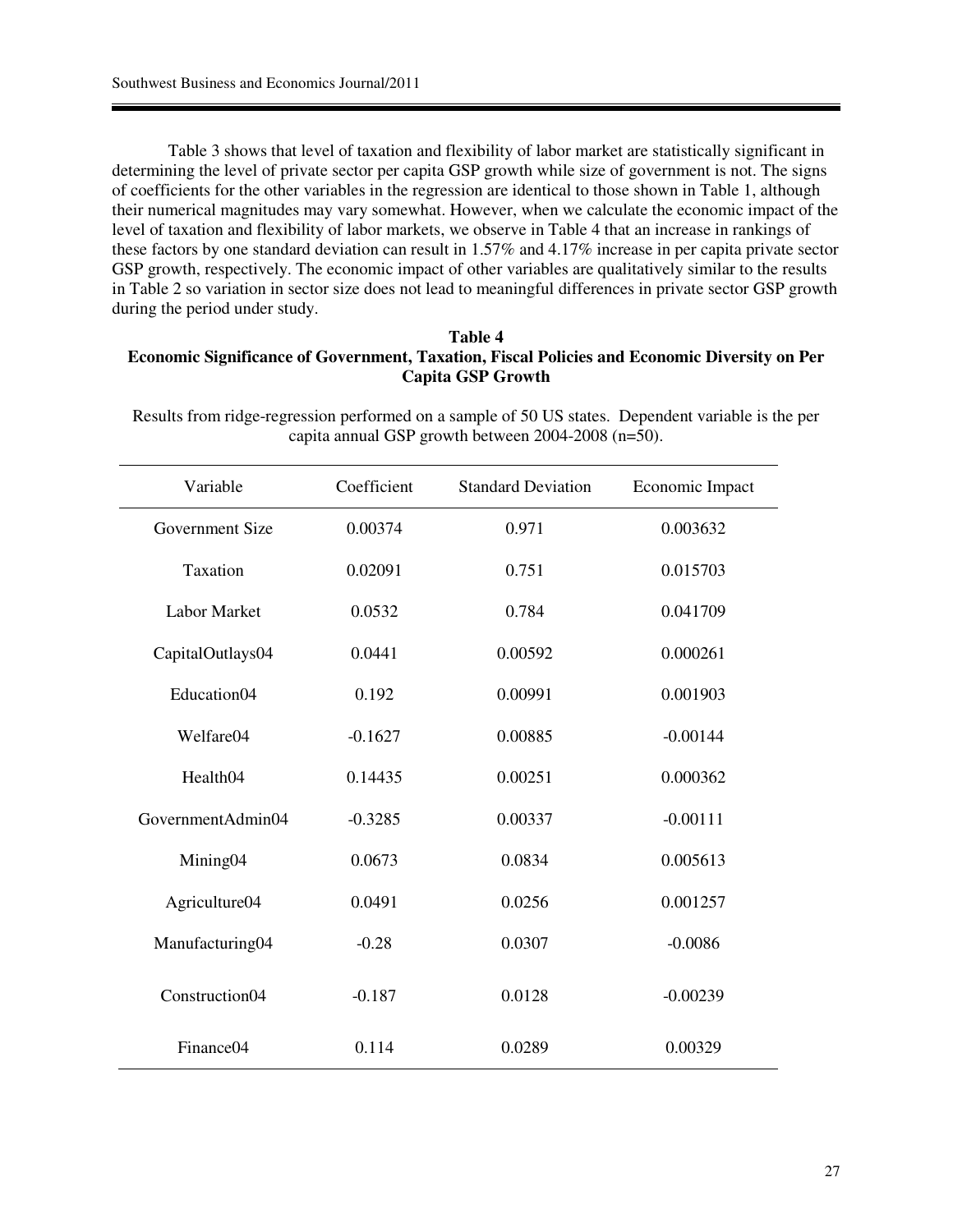Table 3 shows that level of taxation and flexibility of labor market are statistically significant in determining the level of private sector per capita GSP growth while size of government is not. The signs of coefficients for the other variables in the regression are identical to those shown in Table 1, although their numerical magnitudes may vary somewhat. However, when we calculate the economic impact of the level of taxation and flexibility of labor markets, we observe in Table 4 that an increase in rankings of these factors by one standard deviation can result in 1.57% and 4.17% increase in per capita private sector GSP growth, respectively. The economic impact of other variables are qualitatively similar to the results in Table 2 so variation in sector size does not lead to meaningful differences in private sector GSP growth during the period under study.

**Table 4**
**Economic Significance of Government, Taxation, Fiscal Policies and Economic Diversity on Per Capita GSP Growth**

Results from ridge-regression performed on a sample of 50 US states. Dependent variable is the per capita annual GSP growth between 2004-2008 (n=50).

| Variable | Coefficient | Standard Deviation | Economic Impact |
|---|---|---|---|
| Government Size | 0.00374 | 0.971 | 0.003632 |
| Taxation | 0.02091 | 0.751 | 0.015703 |
| Labor Market | 0.0532 | 0.784 | 0.041709 |
| CapitalOutlays04 | 0.0441 | 0.00592 | 0.000261 |
| Education04 | 0.192 | 0.00991 | 0.001903 |
| Welfare04 | -0.1627 | 0.00885 | -0.00144 |
| Health04 | 0.14435 | 0.00251 | 0.000362 |
| GovernmentAdmin04 | -0.3285 | 0.00337 | -0.00111 |
| Mining04 | 0.0673 | 0.0834 | 0.005613 |
| Agriculture04 | 0.0491 | 0.0256 | 0.001257 |
| Manufacturing04 | -0.28 | 0.0307 | -0.0086 |
| Construction04 | -0.187 | 0.0128 | -0.00239 |
| Finance04 | 0.114 | 0.0289 | 0.00329 |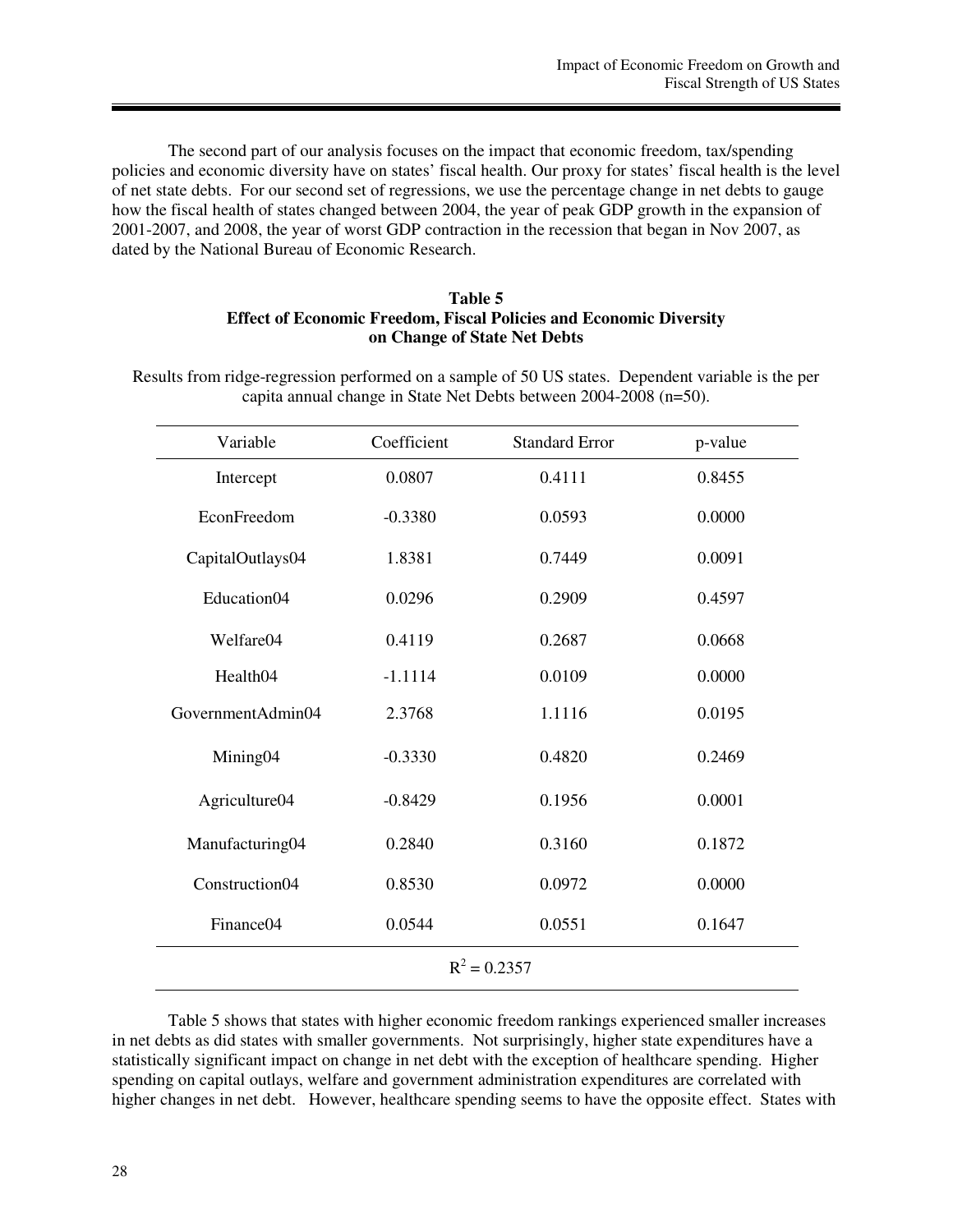The second part of our analysis focuses on the impact that economic freedom, tax/spending policies and economic diversity have on states' fiscal health. Our proxy for states' fiscal health is the level of net state debts. For our second set of regressions, we use the percentage change in net debts to gauge how the fiscal health of states changed between 2004, the year of peak GDP growth in the expansion of 2001-2007, and 2008, the year of worst GDP contraction in the recession that began in Nov 2007, as dated by the National Bureau of Economic Research.

**Table 5**
**Effect of Economic Freedom, Fiscal Policies and Economic Diversity on Change of State Net Debts**

Results from ridge-regression performed on a sample of 50 US states. Dependent variable is the per capita annual change in State Net Debts between 2004-2008 (n=50).

| Variable | Coefficient | Standard Error | p-value |
|---|---|---|---|
| Intercept | 0.0807 | 0.4111 | 0.8455 |
| EconFreedom | -0.3380 | 0.0593 | 0.0000 |
| CapitalOutlays04 | 1.8381 | 0.7449 | 0.0091 |
| Education04 | 0.0296 | 0.2909 | 0.4597 |
| Welfare04 | 0.4119 | 0.2687 | 0.0668 |
| Health04 | -1.1114 | 0.0109 | 0.0000 |
| GovernmentAdmin04 | 2.3768 | 1.1116 | 0.0195 |
| Mining04 | -0.3330 | 0.4820 | 0.2469 |
| Agriculture04 | -0.8429 | 0.1956 | 0.0001 |
| Manufacturing04 | 0.2840 | 0.3160 | 0.1872 |
| Construction04 | 0.8530 | 0.0972 | 0.0000 |
| Finance04 | 0.0544 | 0.0551 | 0.1647 |
| $R^2 = 0.2357$ | | | |

Table 5 shows that states with higher economic freedom rankings experienced smaller increases in net debts as did states with smaller governments. Not surprisingly, higher state expenditures have a statistically significant impact on change in net debt with the exception of healthcare spending. Higher spending on capital outlays, welfare and government administration expenditures are correlated with higher changes in net debt. However, healthcare spending seems to have the opposite effect. States with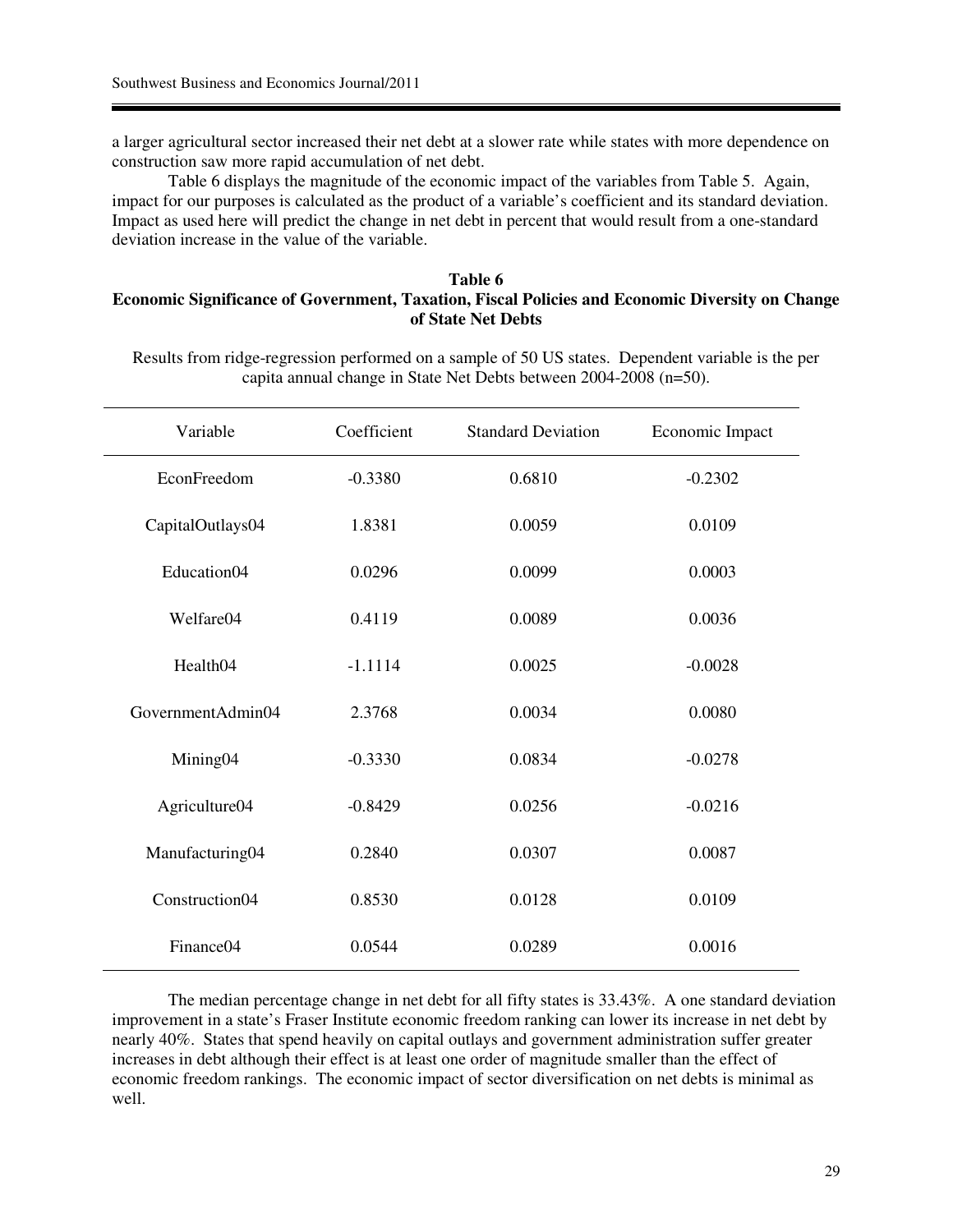a larger agricultural sector increased their net debt at a slower rate while states with more dependence on construction saw more rapid accumulation of net debt.

Table 6 displays the magnitude of the economic impact of the variables from Table 5. Again, impact for our purposes is calculated as the product of a variable's coefficient and its standard deviation. Impact as used here will predict the change in net debt in percent that would result from a one-standard deviation increase in the value of the variable.

**Table 6**
**Economic Significance of Government, Taxation, Fiscal Policies and Economic Diversity on Change of State Net Debts**

Results from ridge-regression performed on a sample of 50 US states. Dependent variable is the per capita annual change in State Net Debts between 2004-2008 (n=50).

| Variable | Coefficient | Standard Deviation | Economic Impact |
|---|---|---|---|
| EconFreedom | -0.3380 | 0.6810 | -0.2302 |
| CapitalOutlays04 | 1.8381 | 0.0059 | 0.0109 |
| Education04 | 0.0296 | 0.0099 | 0.0003 |
| Welfare04 | 0.4119 | 0.0089 | 0.0036 |
| Health04 | -1.1114 | 0.0025 | -0.0028 |
| GovernmentAdmin04 | 2.3768 | 0.0034 | 0.0080 |
| Mining04 | -0.3330 | 0.0834 | -0.0278 |
| Agriculture04 | -0.8429 | 0.0256 | -0.0216 |
| Manufacturing04 | 0.2840 | 0.0307 | 0.0087 |
| Construction04 | 0.8530 | 0.0128 | 0.0109 |
| Finance04 | 0.0544 | 0.0289 | 0.0016 |

The median percentage change in net debt for all fifty states is 33.43%. A one standard deviation improvement in a state's Fraser Institute economic freedom ranking can lower its increase in net debt by nearly 40%. States that spend heavily on capital outlays and government administration suffer greater increases in debt although their effect is at least one order of magnitude smaller than the effect of economic freedom rankings. The economic impact of sector diversification on net debts is minimal as well.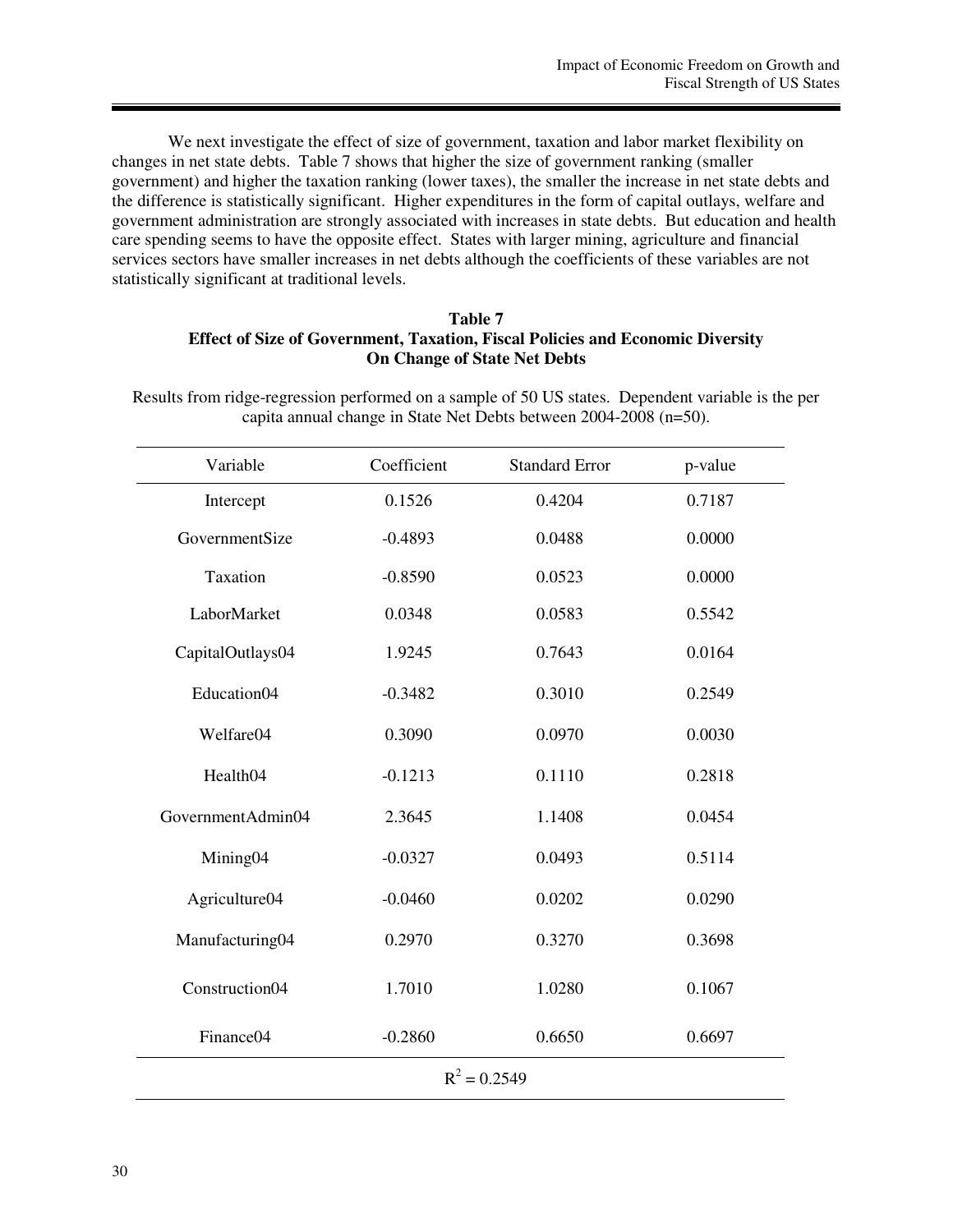We next investigate the effect of size of government, taxation and labor market flexibility on changes in net state debts. Table 7 shows that higher the size of government ranking (smaller government) and higher the taxation ranking (lower taxes), the smaller the increase in net state debts and the difference is statistically significant. Higher expenditures in the form of capital outlays, welfare and government administration are strongly associated with increases in state debts. But education and health care spending seems to have the opposite effect. States with larger mining, agriculture and financial services sectors have smaller increases in net debts although the coefficients of these variables are not statistically significant at traditional levels.

**Table 7**
**Effect of Size of Government, Taxation, Fiscal Policies and Economic Diversity On Change of State Net Debts**

Results from ridge-regression performed on a sample of 50 US states. Dependent variable is the per capita annual change in State Net Debts between 2004-2008 (n=50).

| Variable | Coefficient | Standard Error | p-value |
|---|---|---|---|
| Intercept | 0.1526 | 0.4204 | 0.7187 |
| GovernmentSize | -0.4893 | 0.0488 | 0.0000 |
| Taxation | -0.8590 | 0.0523 | 0.0000 |
| LaborMarket | 0.0348 | 0.0583 | 0.5542 |
| CapitalOutlays04 | 1.9245 | 0.7643 | 0.0164 |
| Education04 | -0.3482 | 0.3010 | 0.2549 |
| Welfare04 | 0.3090 | 0.0970 | 0.0030 |
| Health04 | -0.1213 | 0.1110 | 0.2818 |
| GovernmentAdmin04 | 2.3645 | 1.1408 | 0.0454 |
| Mining04 | -0.0327 | 0.0493 | 0.5114 |
| Agriculture04 | -0.0460 | 0.0202 | 0.0290 |
| Manufacturing04 | 0.2970 | 0.3270 | 0.3698 |
| Construction04 | 1.7010 | 1.0280 | 0.1067 |
| Finance04 | -0.2860 | 0.6650 | 0.6697 |
| $R^2 = 0.2549$ | | | |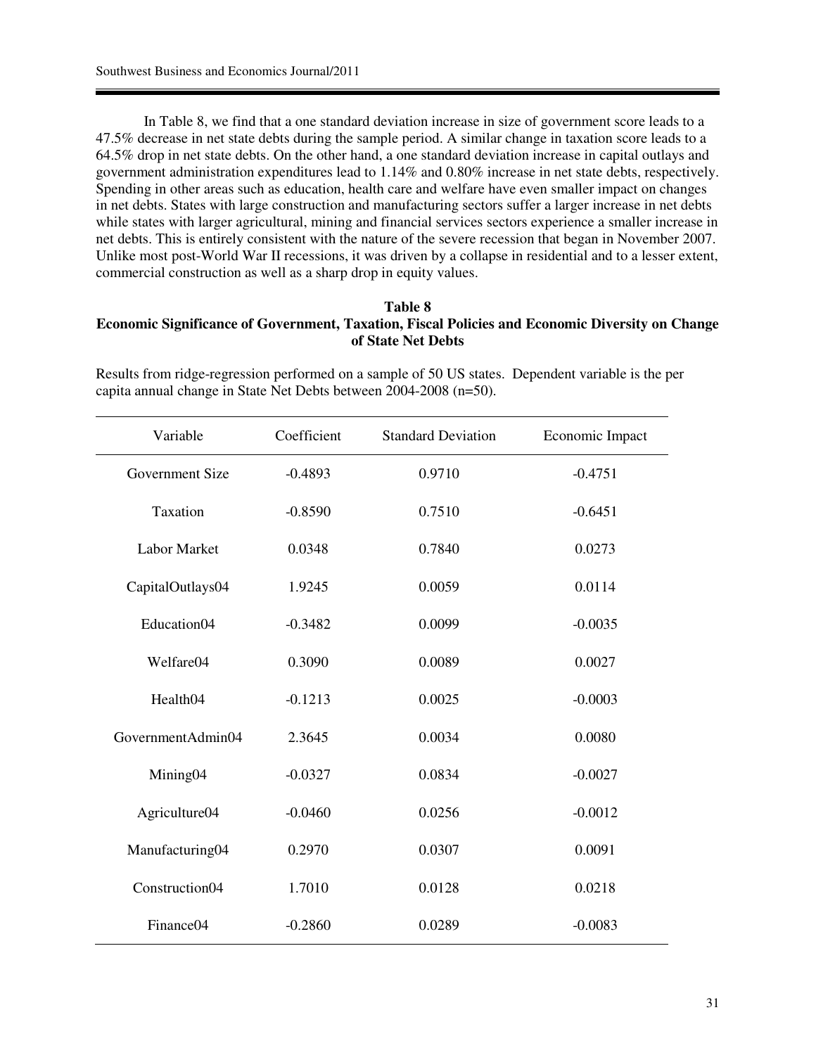In Table 8, we find that a one standard deviation increase in size of government score leads to a 47.5% decrease in net state debts during the sample period. A similar change in taxation score leads to a 64.5% drop in net state debts. On the other hand, a one standard deviation increase in capital outlays and government administration expenditures lead to 1.14% and 0.80% increase in net state debts, respectively. Spending in other areas such as education, health care and welfare have even smaller impact on changes in net debts. States with large construction and manufacturing sectors suffer a larger increase in net debts while states with larger agricultural, mining and financial services sectors experience a smaller increase in net debts. This is entirely consistent with the nature of the severe recession that began in November 2007. Unlike most post-World War II recessions, it was driven by a collapse in residential and to a lesser extent, commercial construction as well as a sharp drop in equity values.

**Table 8**
**Economic Significance of Government, Taxation, Fiscal Policies and Economic Diversity on Change of State Net Debts**

Results from ridge-regression performed on a sample of 50 US states. Dependent variable is the per capita annual change in State Net Debts between 2004-2008 (n=50).

| Variable | Coefficient | Standard Deviation | Economic Impact |
|---|---|---|---|
| Government Size | -0.4893 | 0.9710 | -0.4751 |
| Taxation | -0.8590 | 0.7510 | -0.6451 |
| Labor Market | 0.0348 | 0.7840 | 0.0273 |
| CapitalOutlays04 | 1.9245 | 0.0059 | 0.0114 |
| Education04 | -0.3482 | 0.0099 | -0.0035 |
| Welfare04 | 0.3090 | 0.0089 | 0.0027 |
| Health04 | -0.1213 | 0.0025 | -0.0003 |
| GovernmentAdmin04 | 2.3645 | 0.0034 | 0.0080 |
| Mining04 | -0.0327 | 0.0834 | -0.0027 |
| Agriculture04 | -0.0460 | 0.0256 | -0.0012 |
| Manufacturing04 | 0.2970 | 0.0307 | 0.0091 |
| Construction04 | 1.7010 | 0.0128 | 0.0218 |
| Finance04 | -0.2860 | 0.0289 | -0.0083 |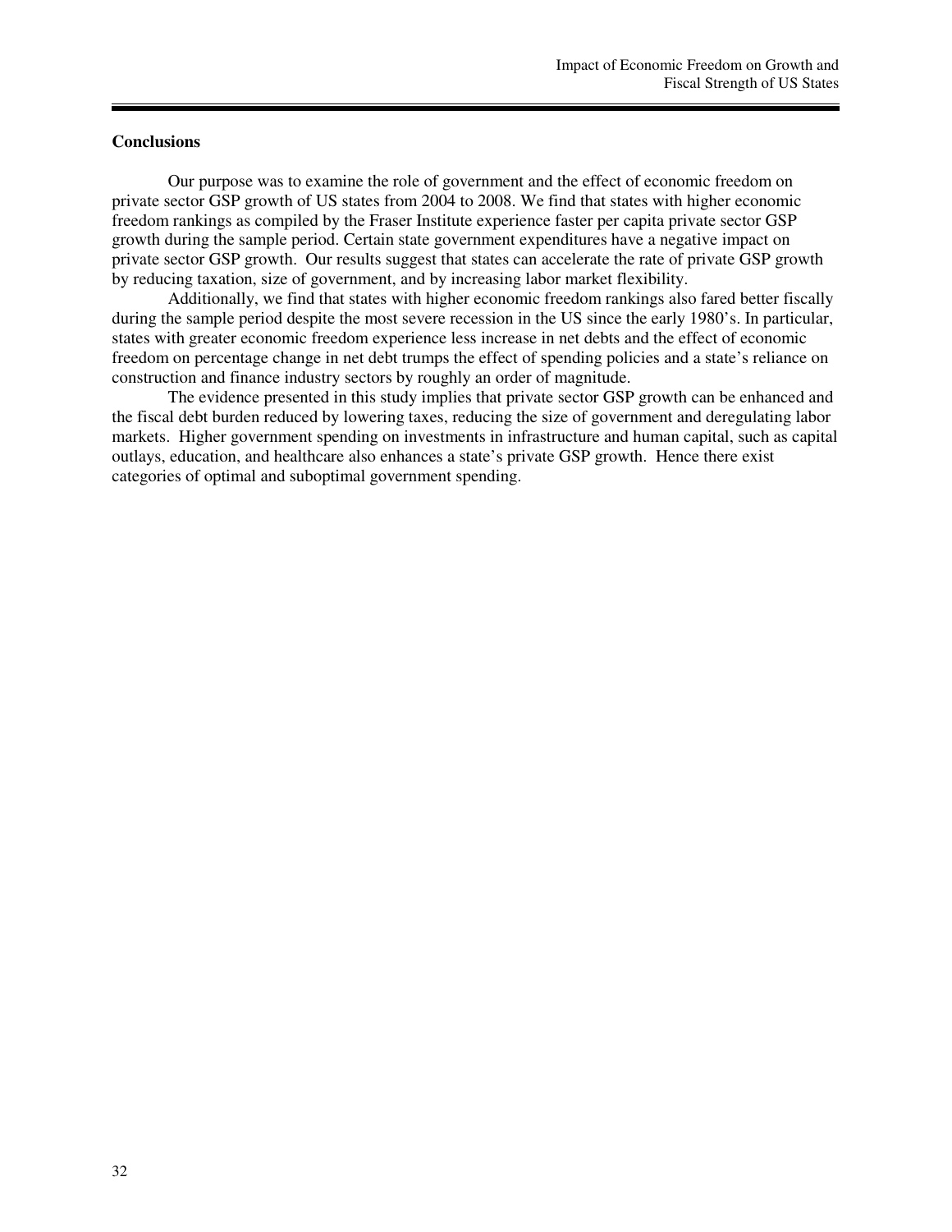## Conclusions

Our purpose was to examine the role of government and the effect of economic freedom on private sector GSP growth of US states from 2004 to 2008. We find that states with higher economic freedom rankings as compiled by the Fraser Institute experience faster per capita private sector GSP growth during the sample period. Certain state government expenditures have a negative impact on private sector GSP growth. Our results suggest that states can accelerate the rate of private GSP growth by reducing taxation, size of government, and by increasing labor market flexibility.

Additionally, we find that states with higher economic freedom rankings also fared better fiscally during the sample period despite the most severe recession in the US since the early 1980's. In particular, states with greater economic freedom experience less increase in net debts and the effect of economic freedom on percentage change in net debt trumps the effect of spending policies and a state's reliance on construction and finance industry sectors by roughly an order of magnitude.

The evidence presented in this study implies that private sector GSP growth can be enhanced and the fiscal debt burden reduced by lowering taxes, reducing the size of government and deregulating labor markets. Higher government spending on investments in infrastructure and human capital, such as capital outlays, education, and healthcare also enhances a state's private GSP growth. Hence there exist categories of optimal and suboptimal government spending.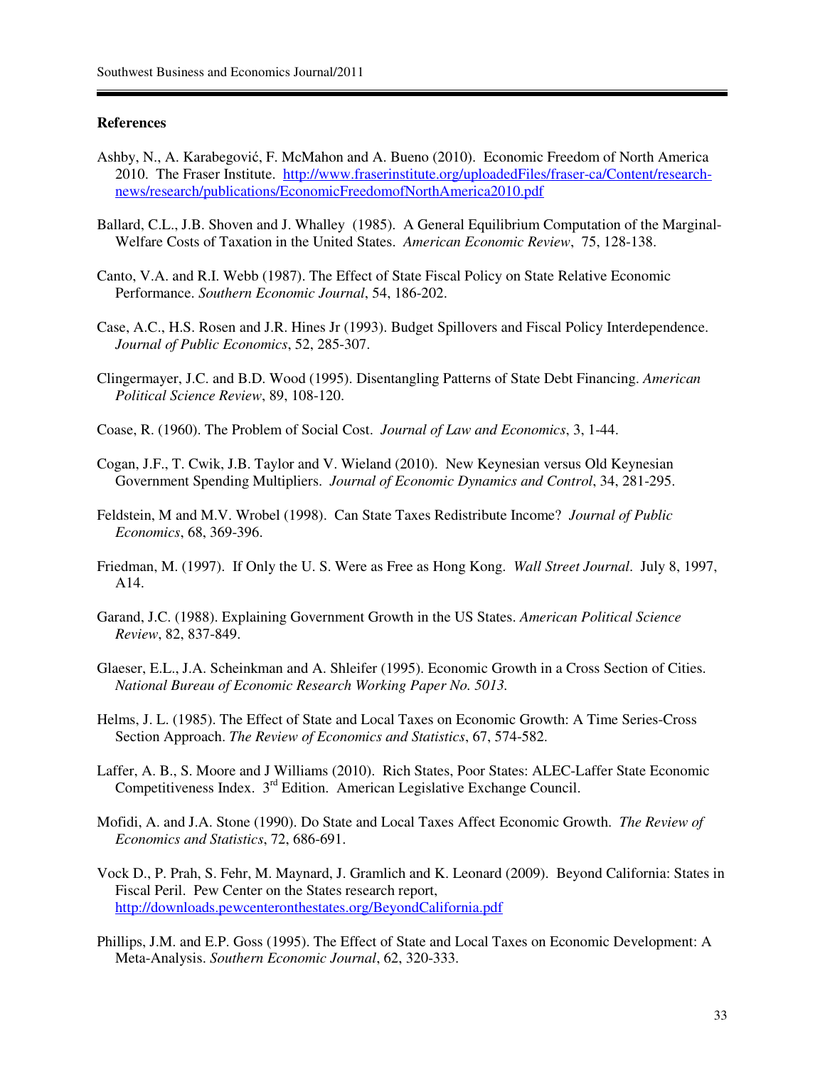## References

Ashby, N., A. Karabegović, F. McMahon and A. Bueno (2010). Economic Freedom of North America 2010. The Fraser Institute. [http://www.fraserinstitute.org/uploadedFiles/fraser-ca/Content/research-news/research/publications/EconomicFreedomofNorthAmerica2010.pdf](http://www.fraserinstitute.org/uploadedFiles/fraser-ca/Content/research-news/research/publications/EconomicFreedomofNorthAmerica2010.pdf)

Ballard, C.L., J.B. Shoven and J. Whalley (1985). A General Equilibrium Computation of the Marginal-Welfare Costs of Taxation in the United States. *American Economic Review*, 75, 128-138.

Canto, V.A. and R.I. Webb (1987). The Effect of State Fiscal Policy on State Relative Economic Performance. *Southern Economic Journal*, 54, 186-202.

Case, A.C., H.S. Rosen and J.R. Hines Jr (1993). Budget Spillovers and Fiscal Policy Interdependence. *Journal of Public Economics*, 52, 285-307.

Clingermayer, J.C. and B.D. Wood (1995). Disentangling Patterns of State Debt Financing. *American Political Science Review*, 89, 108-120.

Coase, R. (1960). The Problem of Social Cost. *Journal of Law and Economics*, 3, 1-44.

Cogan, J.F., T. Cwik, J.B. Taylor and V. Wieland (2010). New Keynesian versus Old Keynesian Government Spending Multipliers. *Journal of Economic Dynamics and Control*, 34, 281-295.

Feldstein, M and M.V. Wrobel (1998). Can State Taxes Redistribute Income? *Journal of Public Economics*, 68, 369-396.

Friedman, M. (1997). If Only the U. S. Were as Free as Hong Kong. *Wall Street Journal*. July 8, 1997, A14.

Garand, J.C. (1988). Explaining Government Growth in the US States. *American Political Science Review*, 82, 837-849.

Glaeser, E.L., J.A. Scheinkman and A. Shleifer (1995). Economic Growth in a Cross Section of Cities. *National Bureau of Economic Research Working Paper No. 5013.*

Helms, J. L. (1985). The Effect of State and Local Taxes on Economic Growth: A Time Series-Cross Section Approach. *The Review of Economics and Statistics*, 67, 574-582.

Laffer, A. B., S. Moore and J Williams (2010). Rich States, Poor States: ALEC-Laffer State Economic Competitiveness Index. 3rd Edition. American Legislative Exchange Council.

Mofidi, A. and J.A. Stone (1990). Do State and Local Taxes Affect Economic Growth. *The Review of Economics and Statistics*, 72, 686-691.

Vock D., P. Prah, S. Fehr, M. Maynard, J. Gramlich and K. Leonard (2009). Beyond California: States in Fiscal Peril. Pew Center on the States research report, [http://downloads.pewcenteronthestates.org/BeyondCalifornia.pdf](http://downloads.pewcenteronthestates.org/BeyondCalifornia.pdf)

Phillips, J.M. and E.P. Goss (1995). The Effect of State and Local Taxes on Economic Development: A Meta-Analysis. *Southern Economic Journal*, 62, 320-333.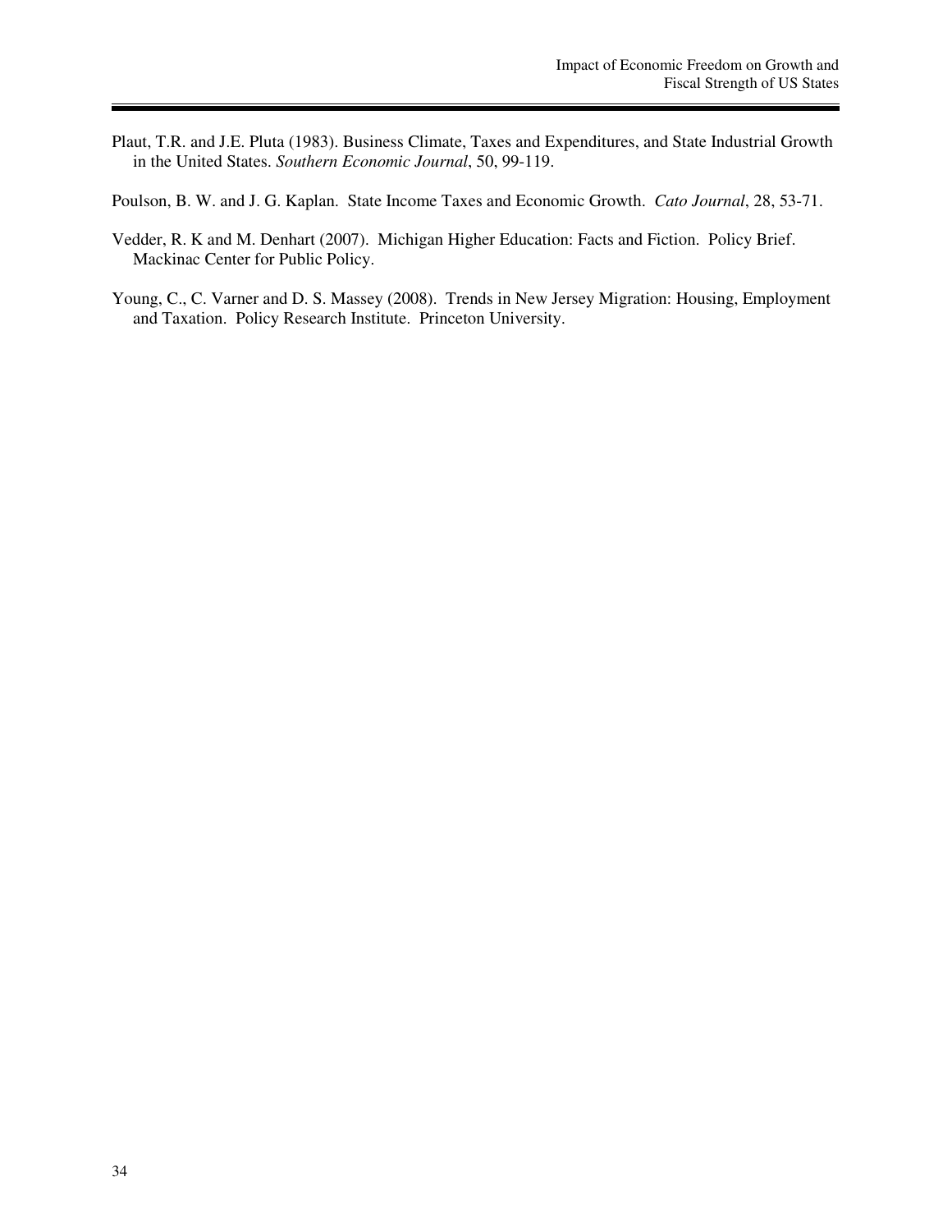Plaut, T.R. and J.E. Pluta (1983). Business Climate, Taxes and Expenditures, and State Industrial Growth in the United States. *Southern Economic Journal*, 50, 99-119.

Poulson, B. W. and J. G. Kaplan. State Income Taxes and Economic Growth. *Cato Journal*, 28, 53-71.

Vedder, R. K and M. Denhart (2007). Michigan Higher Education: Facts and Fiction. Policy Brief. Mackinac Center for Public Policy.

Young, C., C. Varner and D. S. Massey (2008). Trends in New Jersey Migration: Housing, Employment and Taxation. Policy Research Institute. Princeton University.